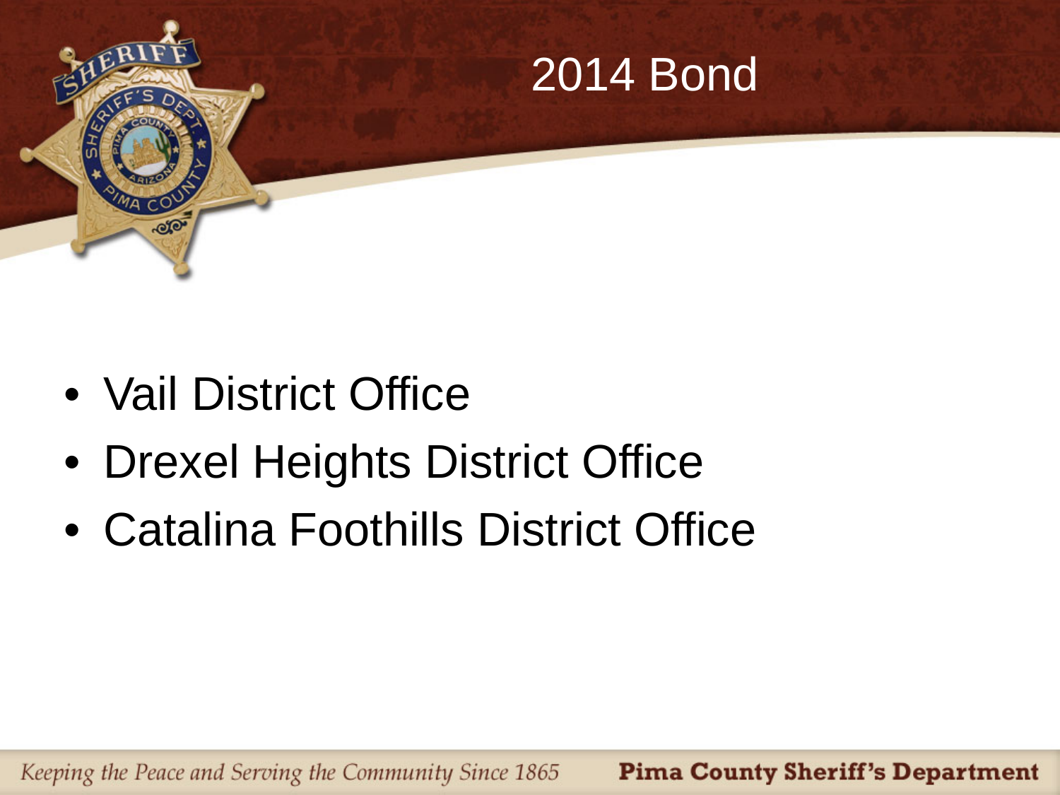# 2014 Bond

- Vail District Office
- Drexel Heights District Office
- Catalina Foothills District Office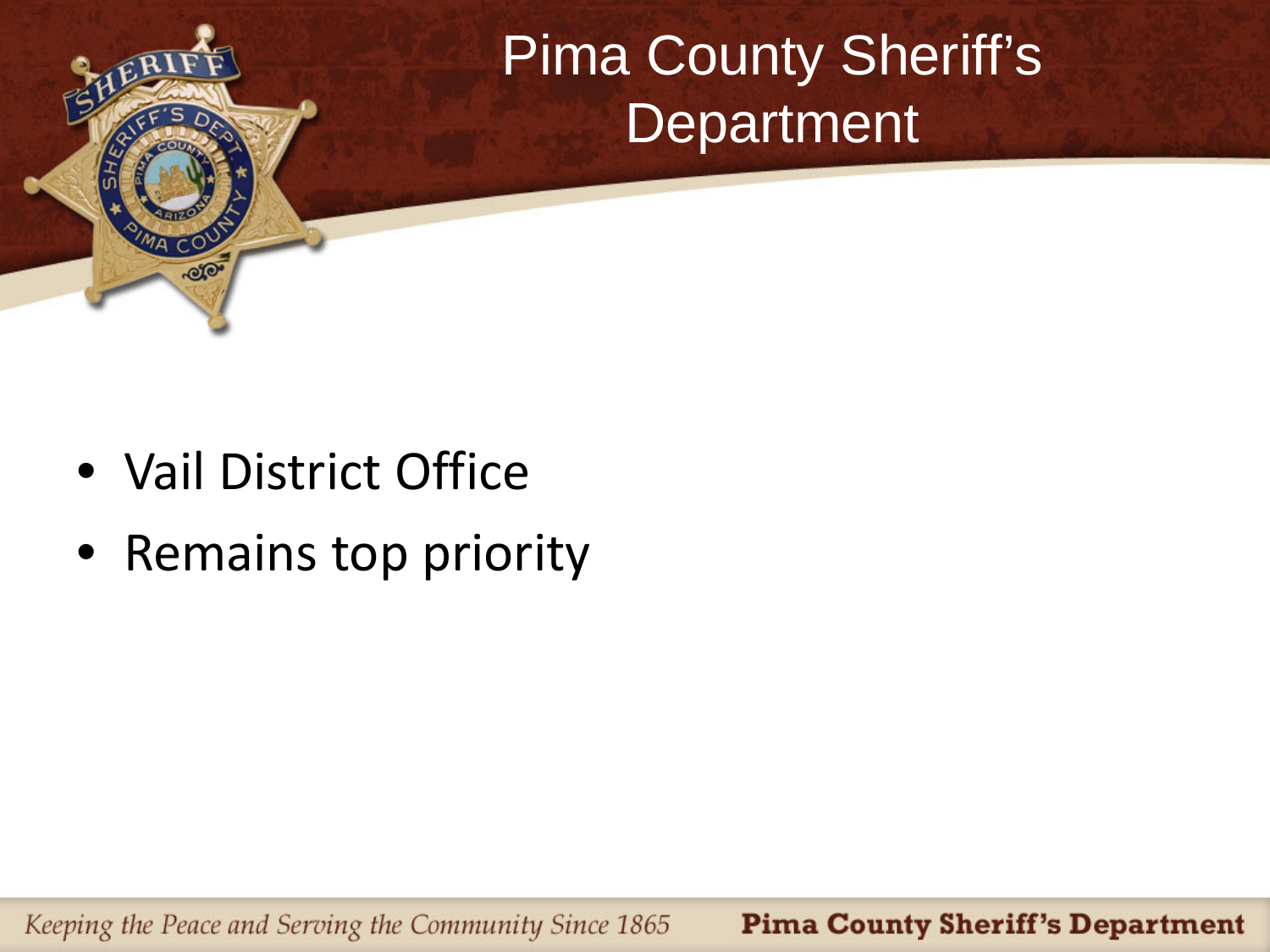# Pima County Sheriff's Department

- Vail District Office
- Remains top priority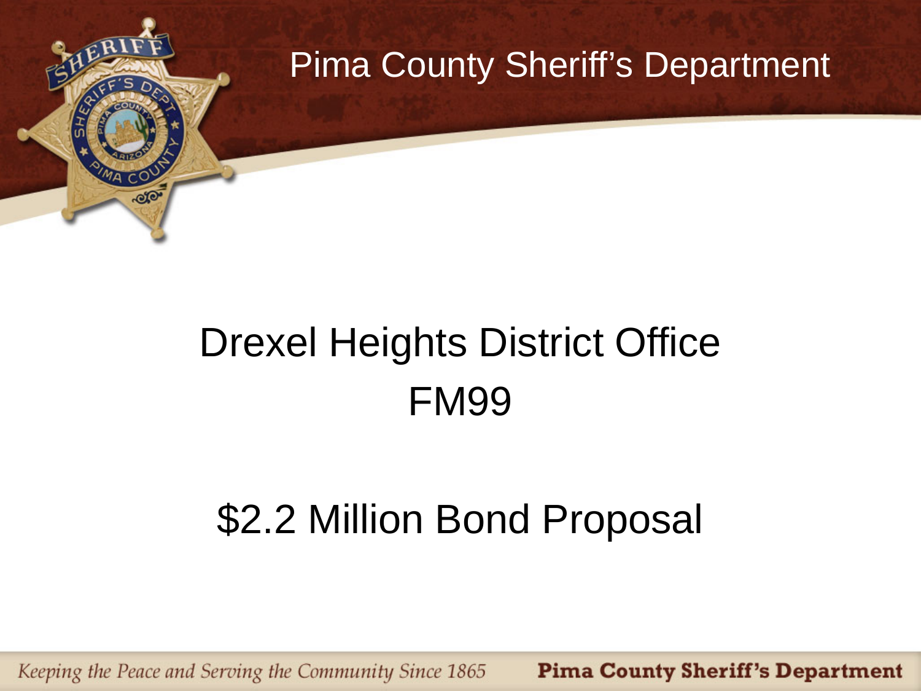# Drexel Heights District Office

# FM99

## $2.2 Million Bond Proposal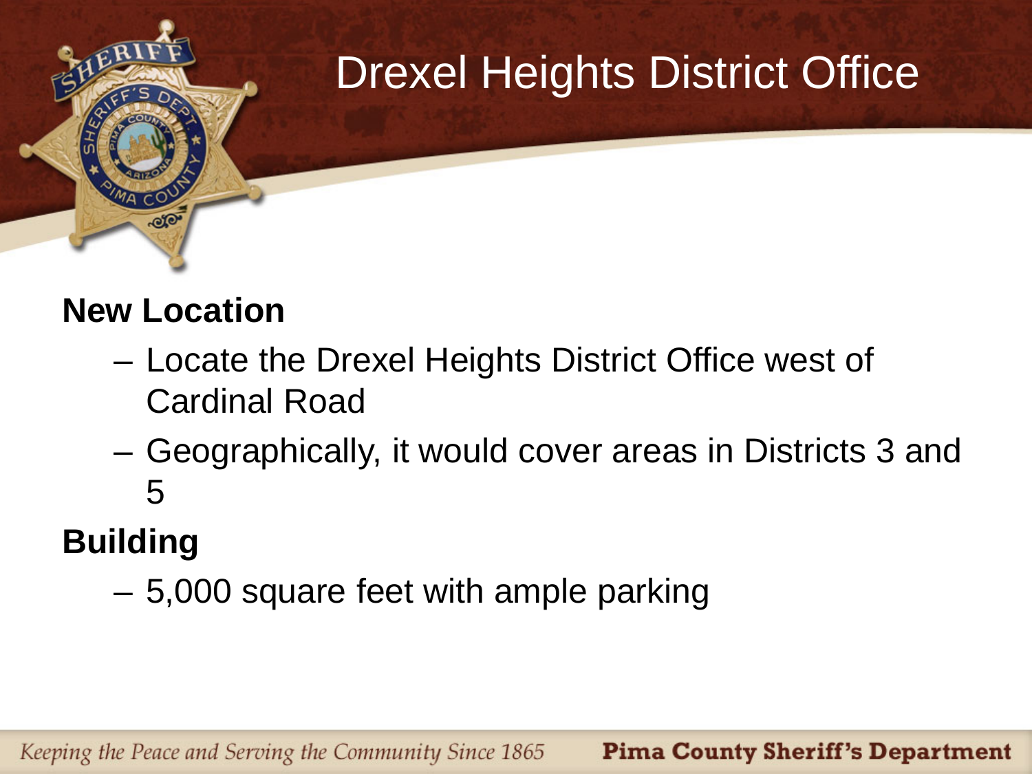# Drexel Heights District Office

**New Location**

- Locate the Drexel Heights District Office west of Cardinal Road
- Geographically, it would cover areas in Districts 3 and 5

**Building**

- 5,000 square feet with ample parking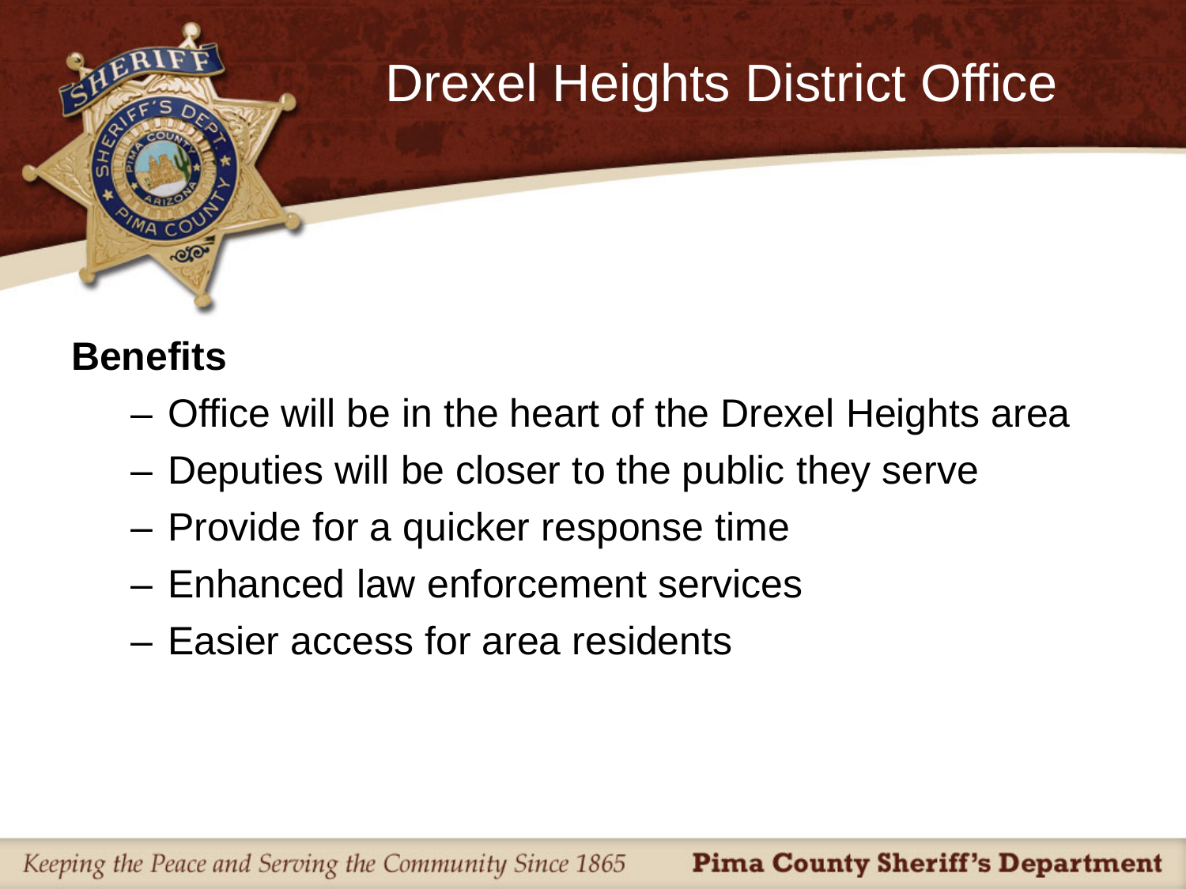# Drexel Heights District Office

**Benefits**

- Office will be in the heart of the Drexel Heights area
- Deputies will be closer to the public they serve
- Provide for a quicker response time
- Enhanced law enforcement services
- Easier access for area residents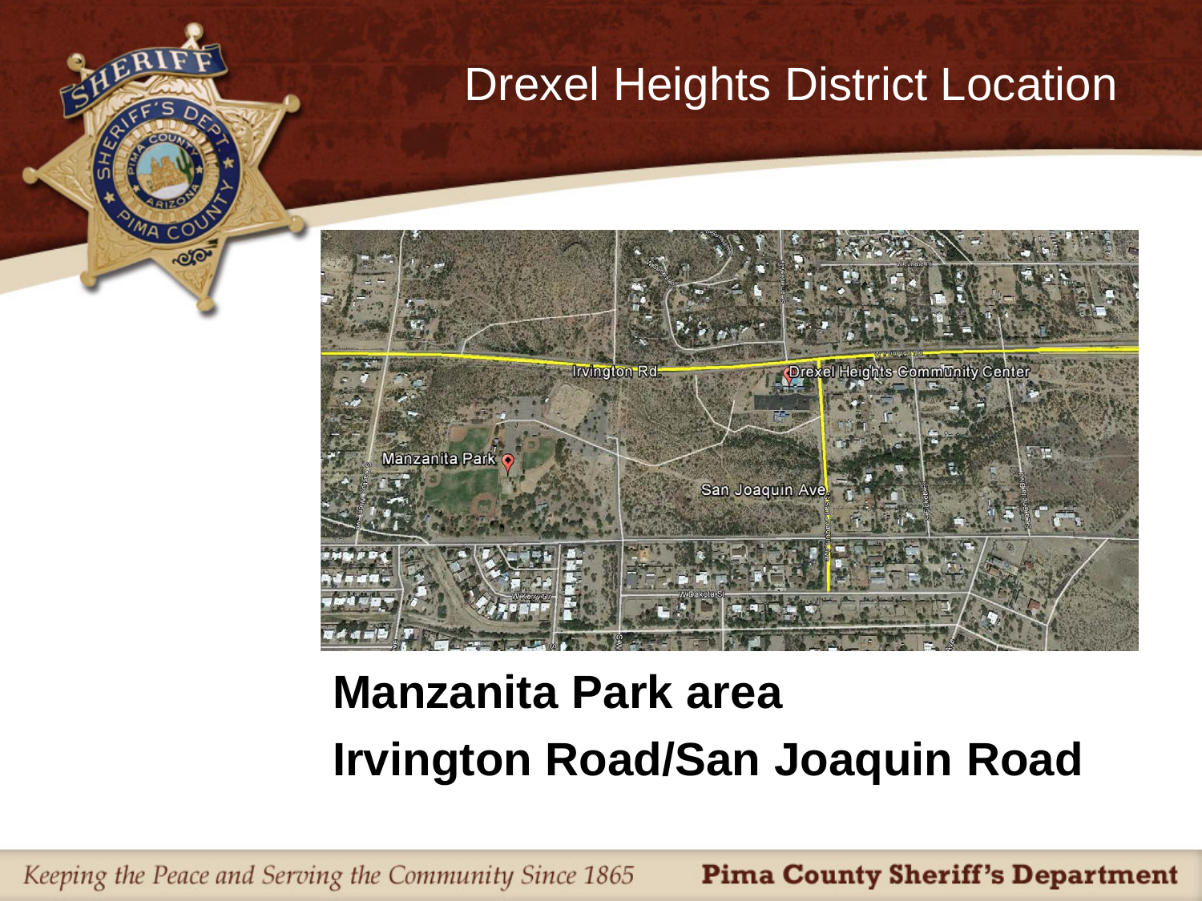# Drexel Heights District Location

**Manzanita Park area**

**Irvington Road/San Joaquin Road**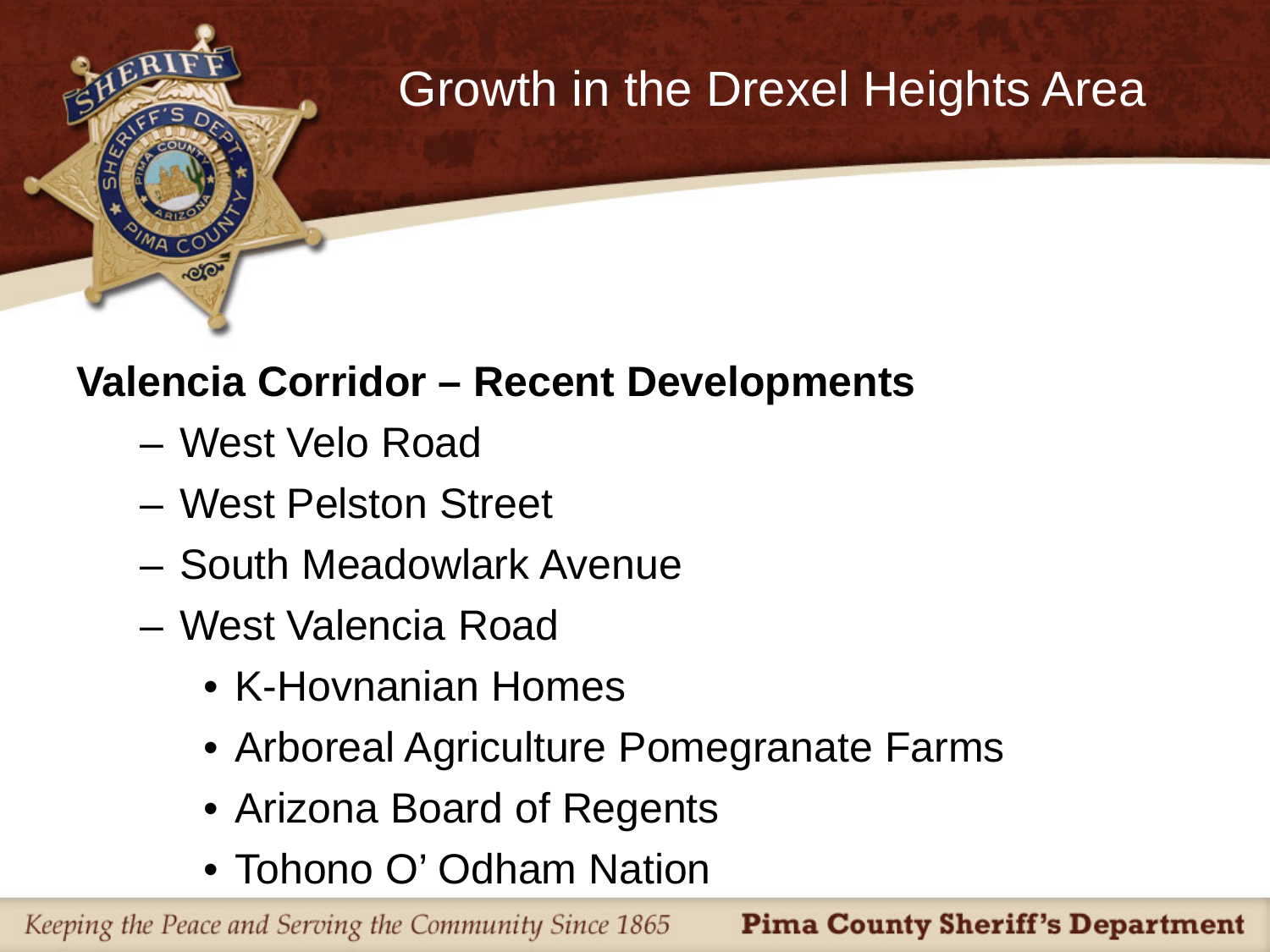# Growth in the Drexel Heights Area

**Valencia Corridor – Recent Developments**

- West Velo Road
- West Pelston Street
- South Meadowlark Avenue
- West Valencia Road
  - K-Hovnanian Homes
  - Arboreal Agriculture Pomegranate Farms
  - Arizona Board of Regents
  - Tohono O’ Odham Nation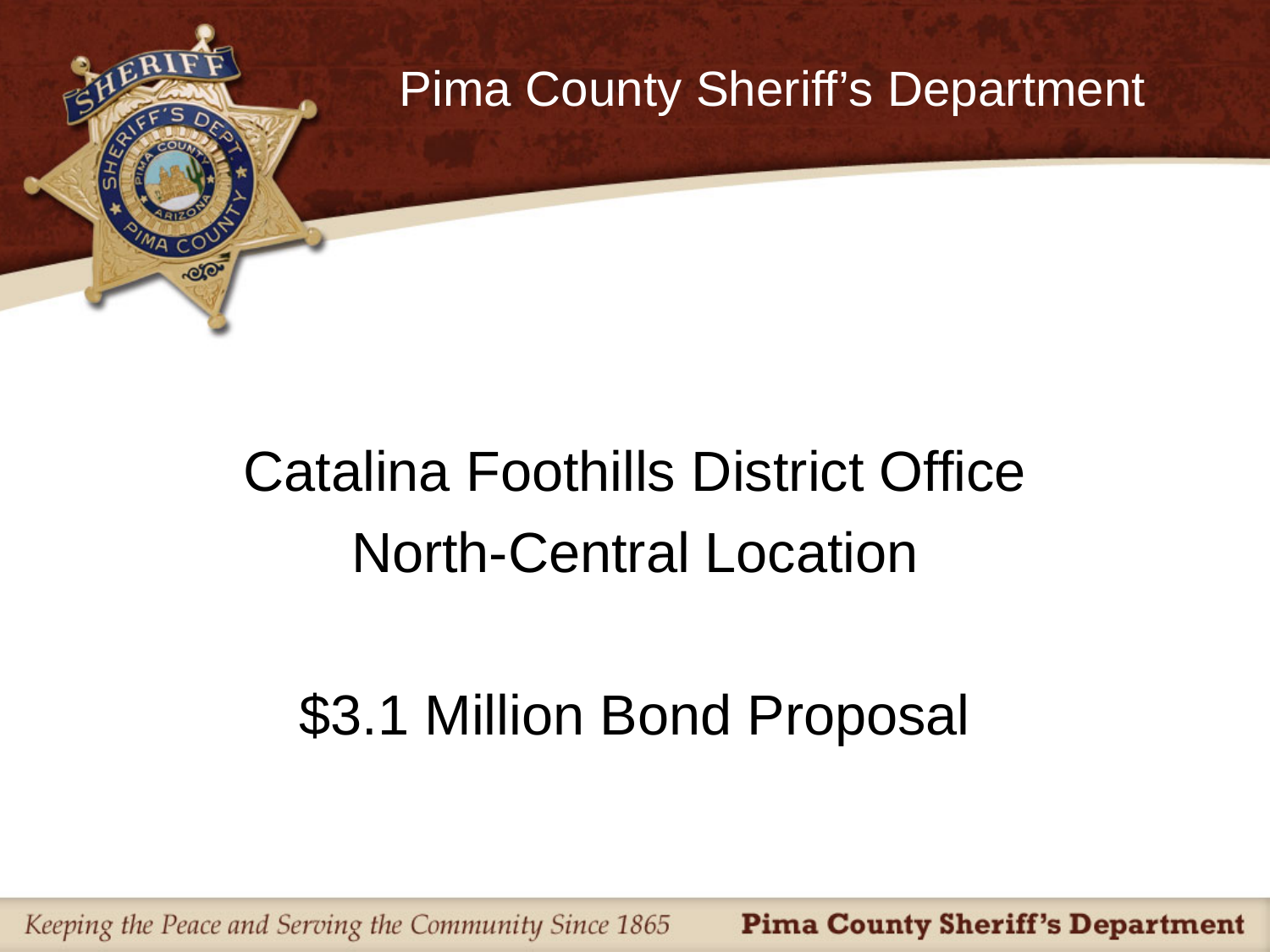# Catalina Foothills District Office
# North-Central Location

## $3.1 Million Bond Proposal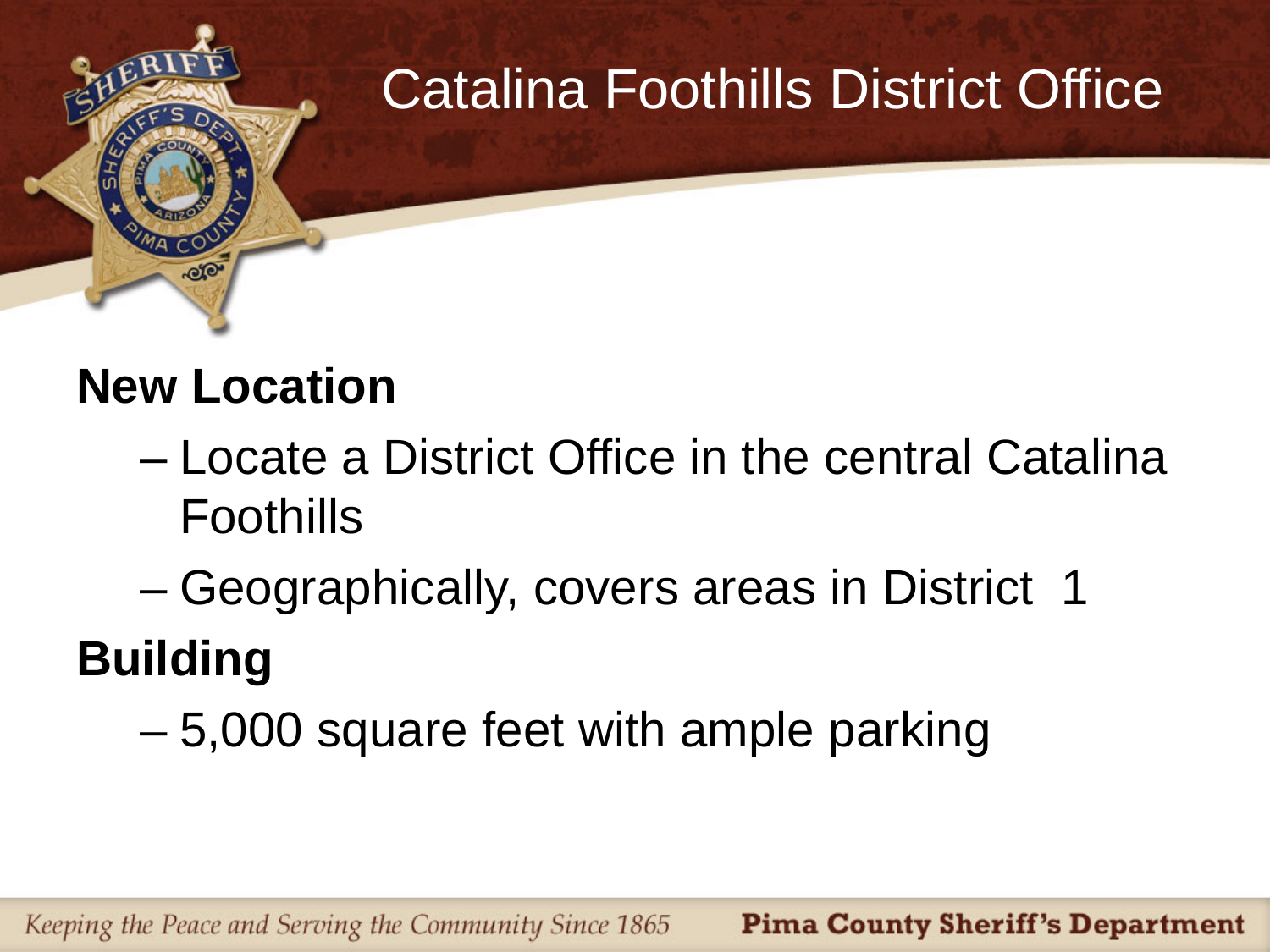# Catalina Foothills District Office

**New Location**

- Locate a District Office in the central Catalina Foothills
- Geographically, covers areas in District 1

**Building**

- 5,000 square feet with ample parking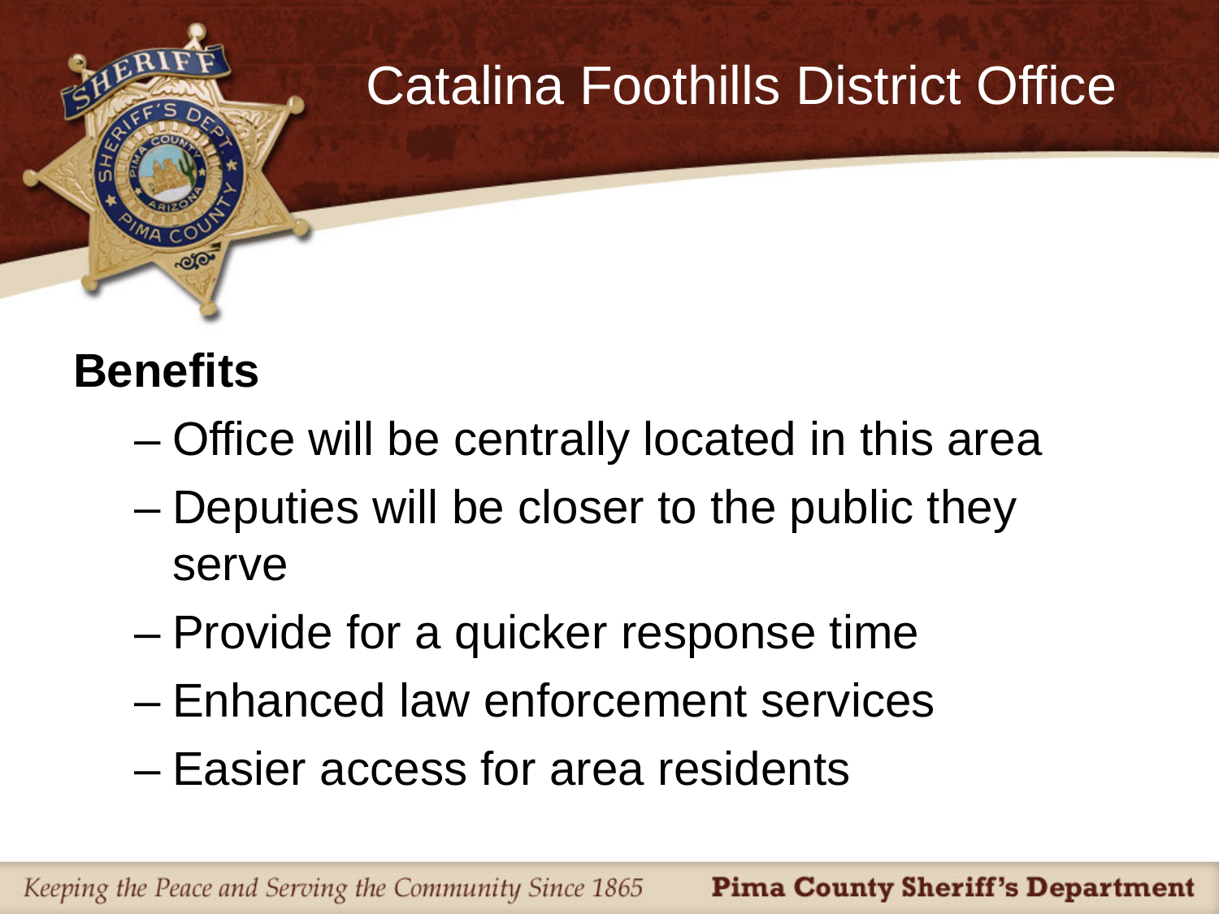# Catalina Foothills District Office

**Benefits**

- Office will be centrally located in this area
- Deputies will be closer to the public they serve
- Provide for a quicker response time
- Enhanced law enforcement services
- Easier access for area residents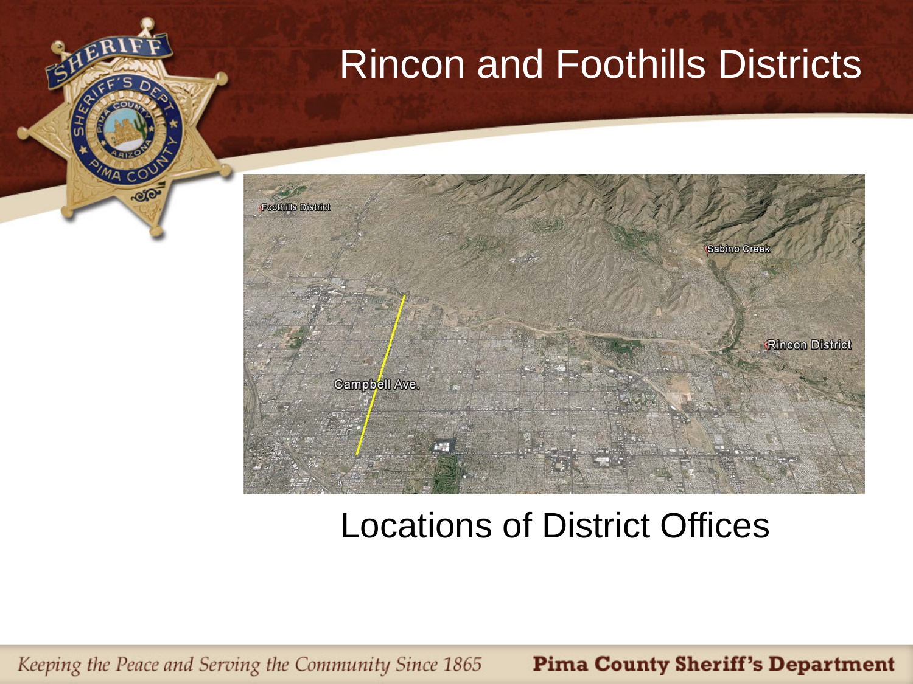# Rincon and Foothills Districts

Foothills District

Sabino Creek

Rincon District

Campbell Ave.

Locations of District Offices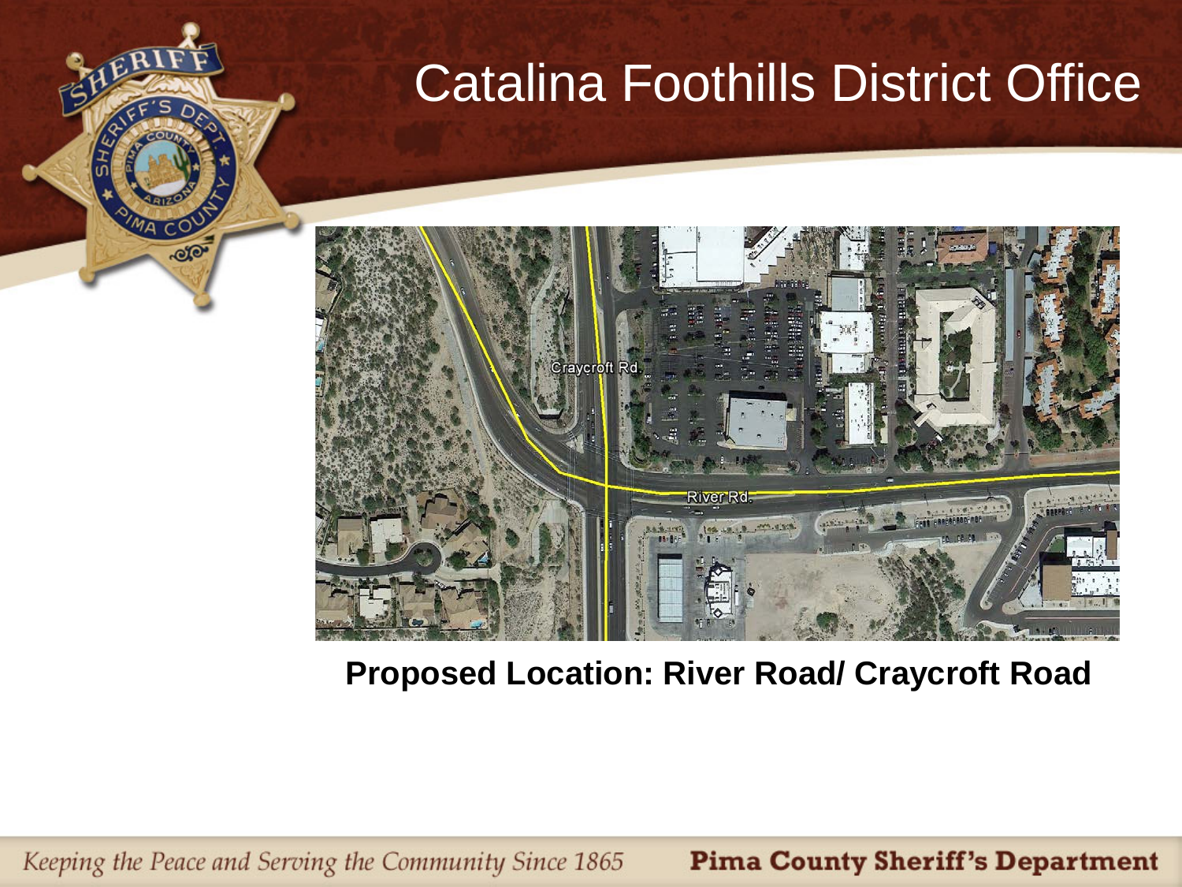# Catalina Foothills District Office

**Proposed Location: River Road/ Craycroft Road**